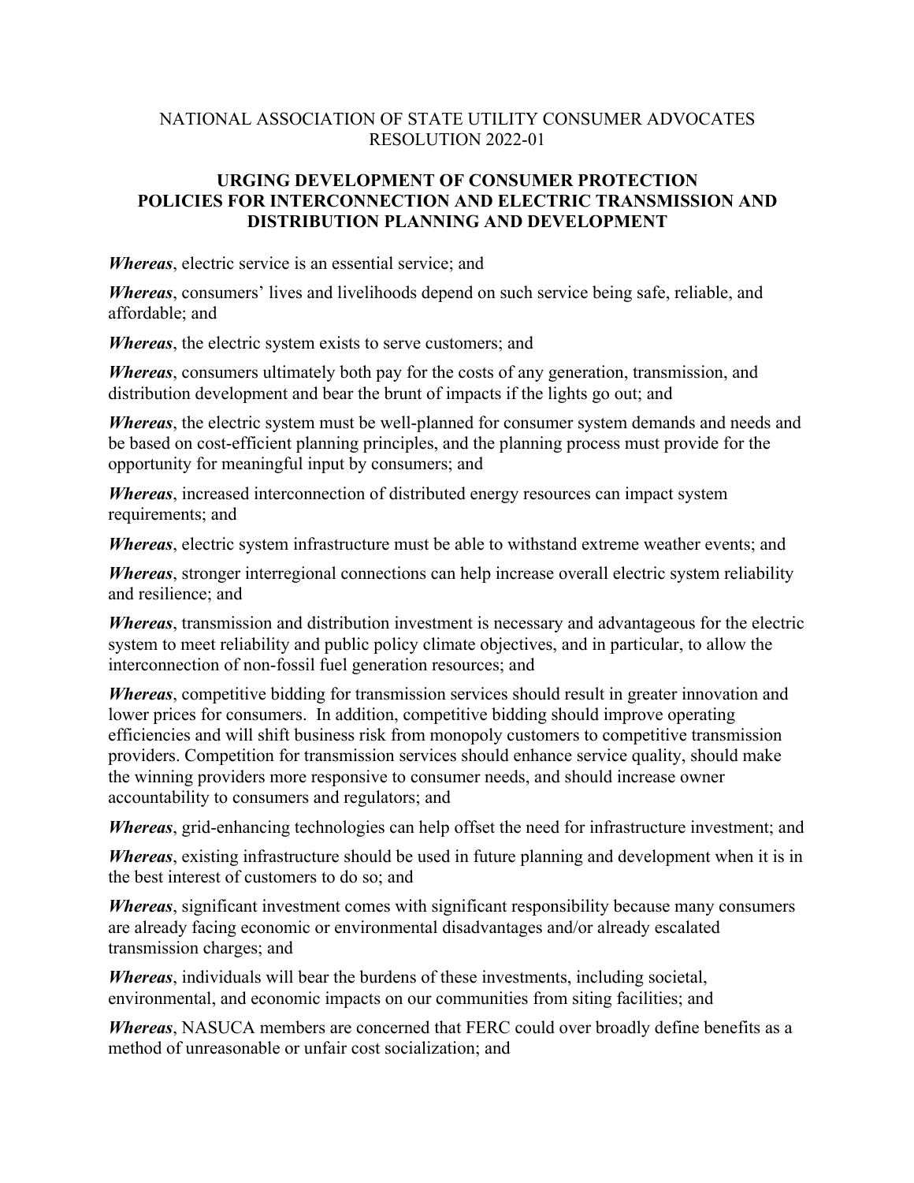NATIONAL ASSOCIATION OF STATE UTILITY CONSUMER ADVOCATES
RESOLUTION 2022-01

## URGING DEVELOPMENT OF CONSUMER PROTECTION POLICIES FOR INTERCONNECTION AND ELECTRIC TRANSMISSION AND DISTRIBUTION PLANNING AND DEVELOPMENT

***Whereas***, electric service is an essential service; and

***Whereas***, consumers' lives and livelihoods depend on such service being safe, reliable, and affordable; and

***Whereas***, the electric system exists to serve customers; and

***Whereas***, consumers ultimately both pay for the costs of any generation, transmission, and distribution development and bear the brunt of impacts if the lights go out; and

***Whereas***, the electric system must be well-planned for consumer system demands and needs and be based on cost-efficient planning principles, and the planning process must provide for the opportunity for meaningful input by consumers; and

***Whereas***, increased interconnection of distributed energy resources can impact system requirements; and

***Whereas***, electric system infrastructure must be able to withstand extreme weather events; and

***Whereas***, stronger interregional connections can help increase overall electric system reliability and resilience; and

***Whereas***, transmission and distribution investment is necessary and advantageous for the electric system to meet reliability and public policy climate objectives, and in particular, to allow the interconnection of non-fossil fuel generation resources; and

***Whereas***, competitive bidding for transmission services should result in greater innovation and lower prices for consumers. In addition, competitive bidding should improve operating efficiencies and will shift business risk from monopoly customers to competitive transmission providers. Competition for transmission services should enhance service quality, should make the winning providers more responsive to consumer needs, and should increase owner accountability to consumers and regulators; and

***Whereas***, grid-enhancing technologies can help offset the need for infrastructure investment; and

***Whereas***, existing infrastructure should be used in future planning and development when it is in the best interest of customers to do so; and

***Whereas***, significant investment comes with significant responsibility because many consumers are already facing economic or environmental disadvantages and/or already escalated transmission charges; and

***Whereas***, individuals will bear the burdens of these investments, including societal, environmental, and economic impacts on our communities from siting facilities; and

***Whereas***, NASUCA members are concerned that FERC could over broadly define benefits as a method of unreasonable or unfair cost socialization; and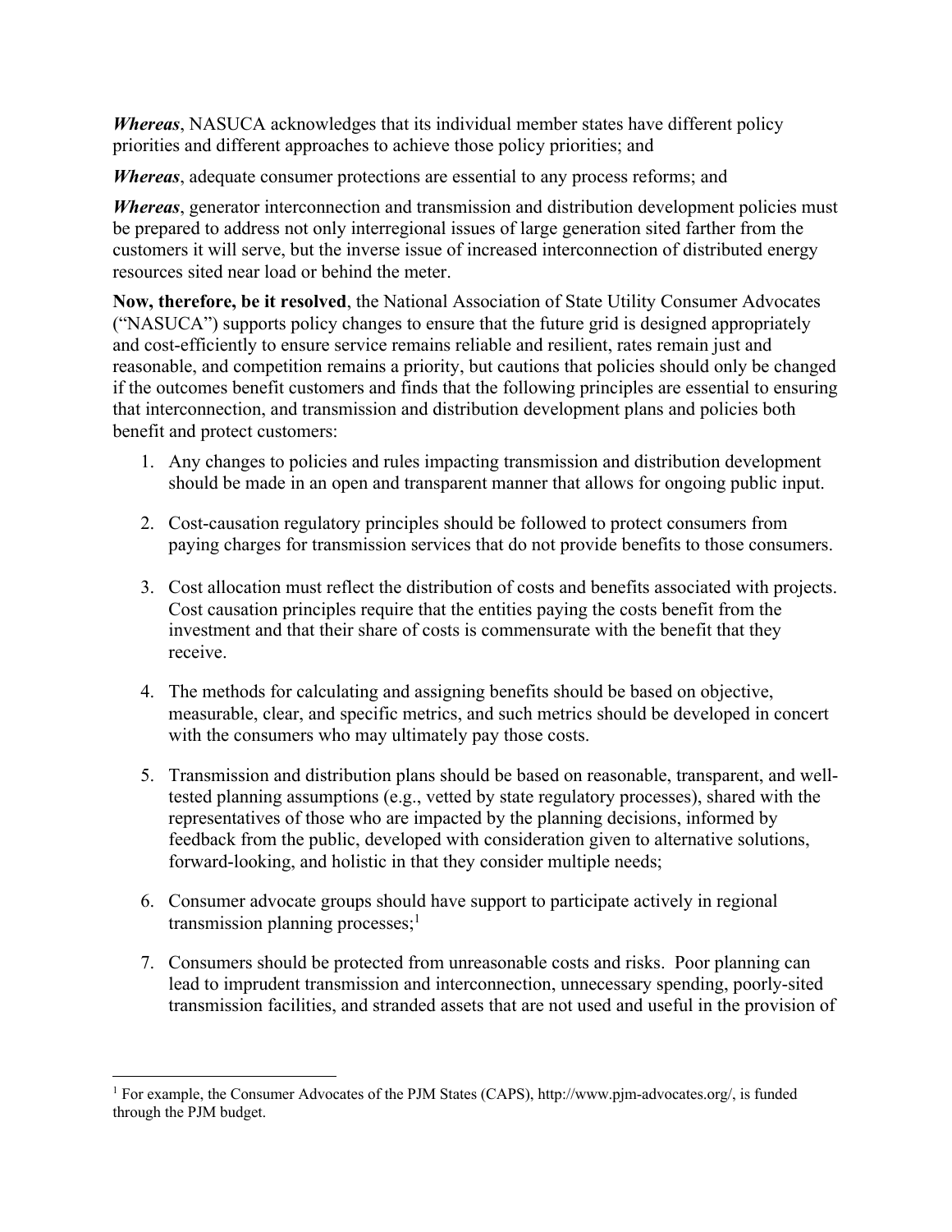***Whereas***, NASUCA acknowledges that its individual member states have different policy priorities and different approaches to achieve those policy priorities; and

***Whereas***, adequate consumer protections are essential to any process reforms; and

***Whereas***, generator interconnection and transmission and distribution development policies must be prepared to address not only interregional issues of large generation sited farther from the customers it will serve, but the inverse issue of increased interconnection of distributed energy resources sited near load or behind the meter.

**Now, therefore, be it resolved**, the National Association of State Utility Consumer Advocates ("NASUCA") supports policy changes to ensure that the future grid is designed appropriately and cost-efficiently to ensure service remains reliable and resilient, rates remain just and reasonable, and competition remains a priority, but cautions that policies should only be changed if the outcomes benefit customers and finds that the following principles are essential to ensuring that interconnection, and transmission and distribution development plans and policies both benefit and protect customers:

1. Any changes to policies and rules impacting transmission and distribution development should be made in an open and transparent manner that allows for ongoing public input.

2. Cost-causation regulatory principles should be followed to protect consumers from paying charges for transmission services that do not provide benefits to those consumers.

3. Cost allocation must reflect the distribution of costs and benefits associated with projects. Cost causation principles require that the entities paying the costs benefit from the investment and that their share of costs is commensurate with the benefit that they receive.

4. The methods for calculating and assigning benefits should be based on objective, measurable, clear, and specific metrics, and such metrics should be developed in concert with the consumers who may ultimately pay those costs.

5. Transmission and distribution plans should be based on reasonable, transparent, and well-tested planning assumptions (e.g., vetted by state regulatory processes), shared with the representatives of those who are impacted by the planning decisions, informed by feedback from the public, developed with consideration given to alternative solutions, forward-looking, and holistic in that they consider multiple needs;

6. Consumer advocate groups should have support to participate actively in regional transmission planning processes;[1]

7. Consumers should be protected from unreasonable costs and risks. Poor planning can lead to imprudent transmission and interconnection, unnecessary spending, poorly-sited transmission facilities, and stranded assets that are not used and useful in the provision of

---

[1] For example, the Consumer Advocates of the PJM States (CAPS), http://www.pjm-advocates.org/, is funded through the PJM budget.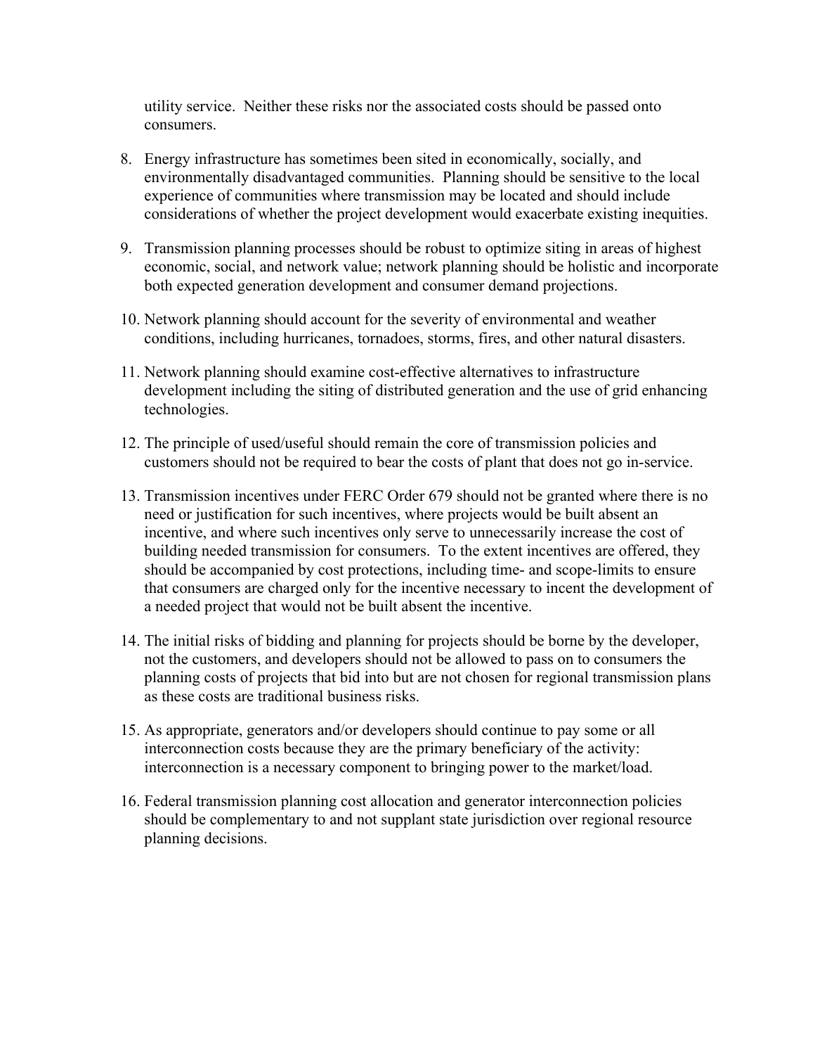utility service. Neither these risks nor the associated costs should be passed onto consumers.

8. Energy infrastructure has sometimes been sited in economically, socially, and environmentally disadvantaged communities. Planning should be sensitive to the local experience of communities where transmission may be located and should include considerations of whether the project development would exacerbate existing inequities.

9. Transmission planning processes should be robust to optimize siting in areas of highest economic, social, and network value; network planning should be holistic and incorporate both expected generation development and consumer demand projections.

10. Network planning should account for the severity of environmental and weather conditions, including hurricanes, tornadoes, storms, fires, and other natural disasters.

11. Network planning should examine cost-effective alternatives to infrastructure development including the siting of distributed generation and the use of grid enhancing technologies.

12. The principle of used/useful should remain the core of transmission policies and customers should not be required to bear the costs of plant that does not go in-service.

13. Transmission incentives under FERC Order 679 should not be granted where there is no need or justification for such incentives, where projects would be built absent an incentive, and where such incentives only serve to unnecessarily increase the cost of building needed transmission for consumers. To the extent incentives are offered, they should be accompanied by cost protections, including time- and scope-limits to ensure that consumers are charged only for the incentive necessary to incent the development of a needed project that would not be built absent the incentive.

14. The initial risks of bidding and planning for projects should be borne by the developer, not the customers, and developers should not be allowed to pass on to consumers the planning costs of projects that bid into but are not chosen for regional transmission plans as these costs are traditional business risks.

15. As appropriate, generators and/or developers should continue to pay some or all interconnection costs because they are the primary beneficiary of the activity: interconnection is a necessary component to bringing power to the market/load.

16. Federal transmission planning cost allocation and generator interconnection policies should be complementary to and not supplant state jurisdiction over regional resource planning decisions.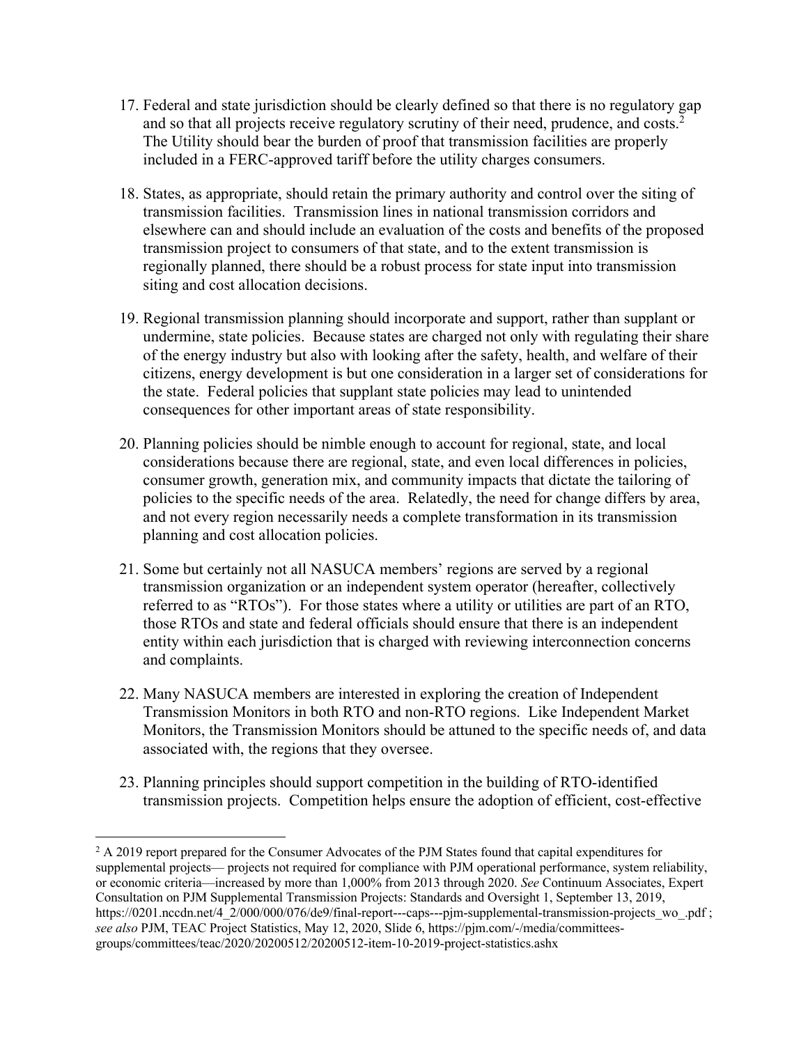17. Federal and state jurisdiction should be clearly defined so that there is no regulatory gap and so that all projects receive regulatory scrutiny of their need, prudence, and costs.[2] The Utility should bear the burden of proof that transmission facilities are properly included in a FERC-approved tariff before the utility charges consumers.

18. States, as appropriate, should retain the primary authority and control over the siting of transmission facilities. Transmission lines in national transmission corridors and elsewhere can and should include an evaluation of the costs and benefits of the proposed transmission project to consumers of that state, and to the extent transmission is regionally planned, there should be a robust process for state input into transmission siting and cost allocation decisions.

19. Regional transmission planning should incorporate and support, rather than supplant or undermine, state policies. Because states are charged not only with regulating their share of the energy industry but also with looking after the safety, health, and welfare of their citizens, energy development is but one consideration in a larger set of considerations for the state. Federal policies that supplant state policies may lead to unintended consequences for other important areas of state responsibility.

20. Planning policies should be nimble enough to account for regional, state, and local considerations because there are regional, state, and even local differences in policies, consumer growth, generation mix, and community impacts that dictate the tailoring of policies to the specific needs of the area. Relatedly, the need for change differs by area, and not every region necessarily needs a complete transformation in its transmission planning and cost allocation policies.

21. Some but certainly not all NASUCA members' regions are served by a regional transmission organization or an independent system operator (hereafter, collectively referred to as "RTOs"). For those states where a utility or utilities are part of an RTO, those RTOs and state and federal officials should ensure that there is an independent entity within each jurisdiction that is charged with reviewing interconnection concerns and complaints.

22. Many NASUCA members are interested in exploring the creation of Independent Transmission Monitors in both RTO and non-RTO regions. Like Independent Market Monitors, the Transmission Monitors should be attuned to the specific needs of, and data associated with, the regions that they oversee.

23. Planning principles should support competition in the building of RTO-identified transmission projects. Competition helps ensure the adoption of efficient, cost-effective

[2] A 2019 report prepared for the Consumer Advocates of the PJM States found that capital expenditures for supplemental projects— projects not required for compliance with PJM operational performance, system reliability, or economic criteria—increased by more than 1,000% from 2013 through 2020. *See* Continuum Associates, Expert Consultation on PJM Supplemental Transmission Projects: Standards and Oversight 1, September 13, 2019, https://0201.nccdn.net/4_2/000/000/076/de9/final-report---caps---pjm-supplemental-transmission-projects_wo_.pdf ; *see also* PJM, TEAC Project Statistics, May 12, 2020, Slide 6, https://pjm.com/-/media/committees-groups/committees/teac/2020/20200512/20200512-item-10-2019-project-statistics.ashx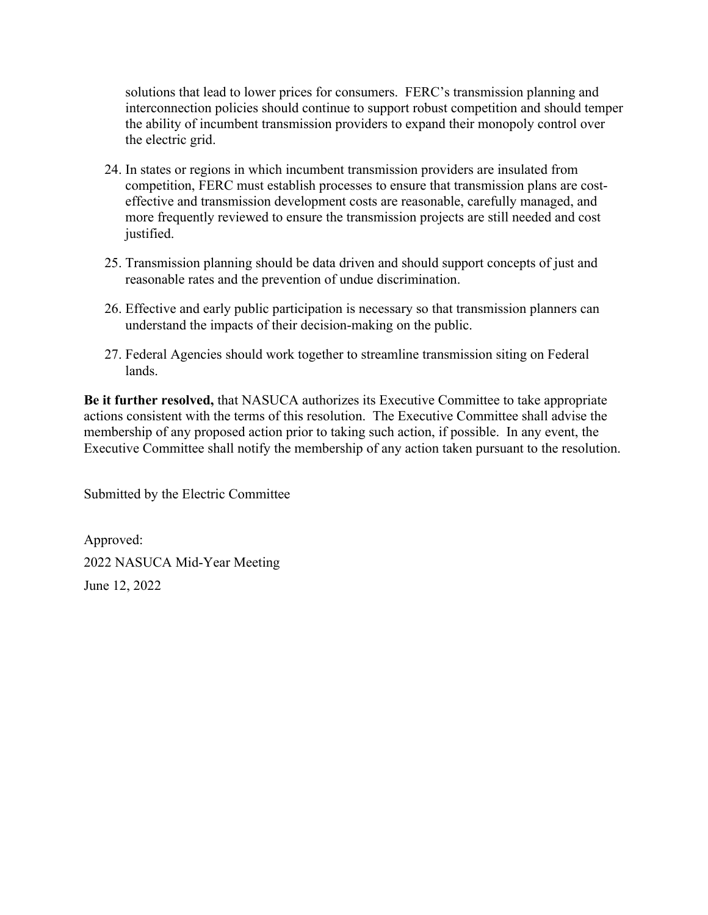solutions that lead to lower prices for consumers. FERC's transmission planning and interconnection policies should continue to support robust competition and should temper the ability of incumbent transmission providers to expand their monopoly control over the electric grid.

24. In states or regions in which incumbent transmission providers are insulated from competition, FERC must establish processes to ensure that transmission plans are cost-effective and transmission development costs are reasonable, carefully managed, and more frequently reviewed to ensure the transmission projects are still needed and cost justified.

25. Transmission planning should be data driven and should support concepts of just and reasonable rates and the prevention of undue discrimination.

26. Effective and early public participation is necessary so that transmission planners can understand the impacts of their decision-making on the public.

27. Federal Agencies should work together to streamline transmission siting on Federal lands.

**Be it further resolved,** that NASUCA authorizes its Executive Committee to take appropriate actions consistent with the terms of this resolution. The Executive Committee shall advise the membership of any proposed action prior to taking such action, if possible. In any event, the Executive Committee shall notify the membership of any action taken pursuant to the resolution.

Submitted by the Electric Committee

Approved:

2022 NASUCA Mid-Year Meeting

June 12, 2022